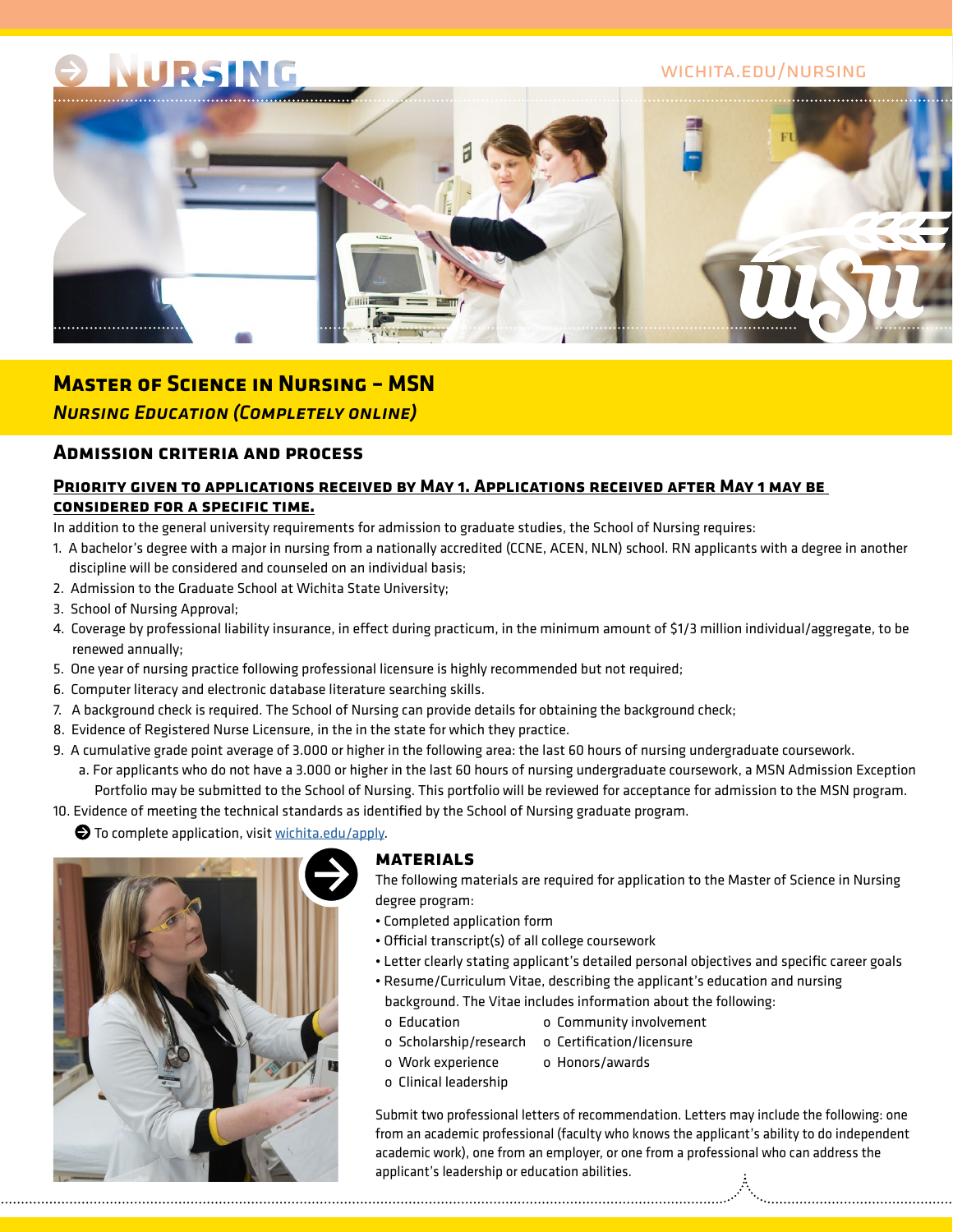# Nursing

wichita.edu/nursing

## Master of Science in Nursing – MSN

*Nursing Education (Completely online)*

### Admission criteria and process

**Priority given to applications received by May 1. Applications received after May 1 may be considered for a specific time.**

In addition to the general university requirements for admission to graduate studies, the School of Nursing requires:

1. A bachelor's degree with a major in nursing from a nationally accredited (CCNE, ACEN, NLN) school. RN applicants with a degree in another discipline will be considered and counseled on an individual basis;
2. Admission to the Graduate School at Wichita State University;
3. School of Nursing Approval;
4. Coverage by professional liability insurance, in effect during practicum, in the minimum amount of $1/3 million individual/aggregate, to be renewed annually;
5. One year of nursing practice following professional licensure is highly recommended but not required;
6. Computer literacy and electronic database literature searching skills.
7. A background check is required. The School of Nursing can provide details for obtaining the background check;
8. Evidence of Registered Nurse Licensure, in the in the state for which they practice.
9. A cumulative grade point average of 3.000 or higher in the following area: the last 60 hours of nursing undergraduate coursework.
   a. For applicants who do not have a 3.000 or higher in the last 60 hours of nursing undergraduate coursework, a MSN Admission Exception Portfolio may be submitted to the School of Nursing. This portfolio will be reviewed for acceptance for admission to the MSN program.
10. Evidence of meeting the technical standards as identified by the School of Nursing graduate program.

To complete application, visit [wichita.edu/apply](wichita.edu/apply).

### Materials

The following materials are required for application to the Master of Science in Nursing degree program:

- Completed application form
- Official transcript(s) of all college coursework
- Letter clearly stating applicant's detailed personal objectives and specific career goals
- Resume/Curriculum Vitae, describing the applicant's education and nursing background. The Vitae includes information about the following:
  - Education
  - Scholarship/research
  - Work experience
  - Clinical leadership
  - Community involvement
  - Certification/licensure
  - Honors/awards

Submit two professional letters of recommendation. Letters may include the following: one from an academic professional (faculty who knows the applicant's ability to do independent academic work), one from an employer, or one from a professional who can address the applicant's leadership or education abilities.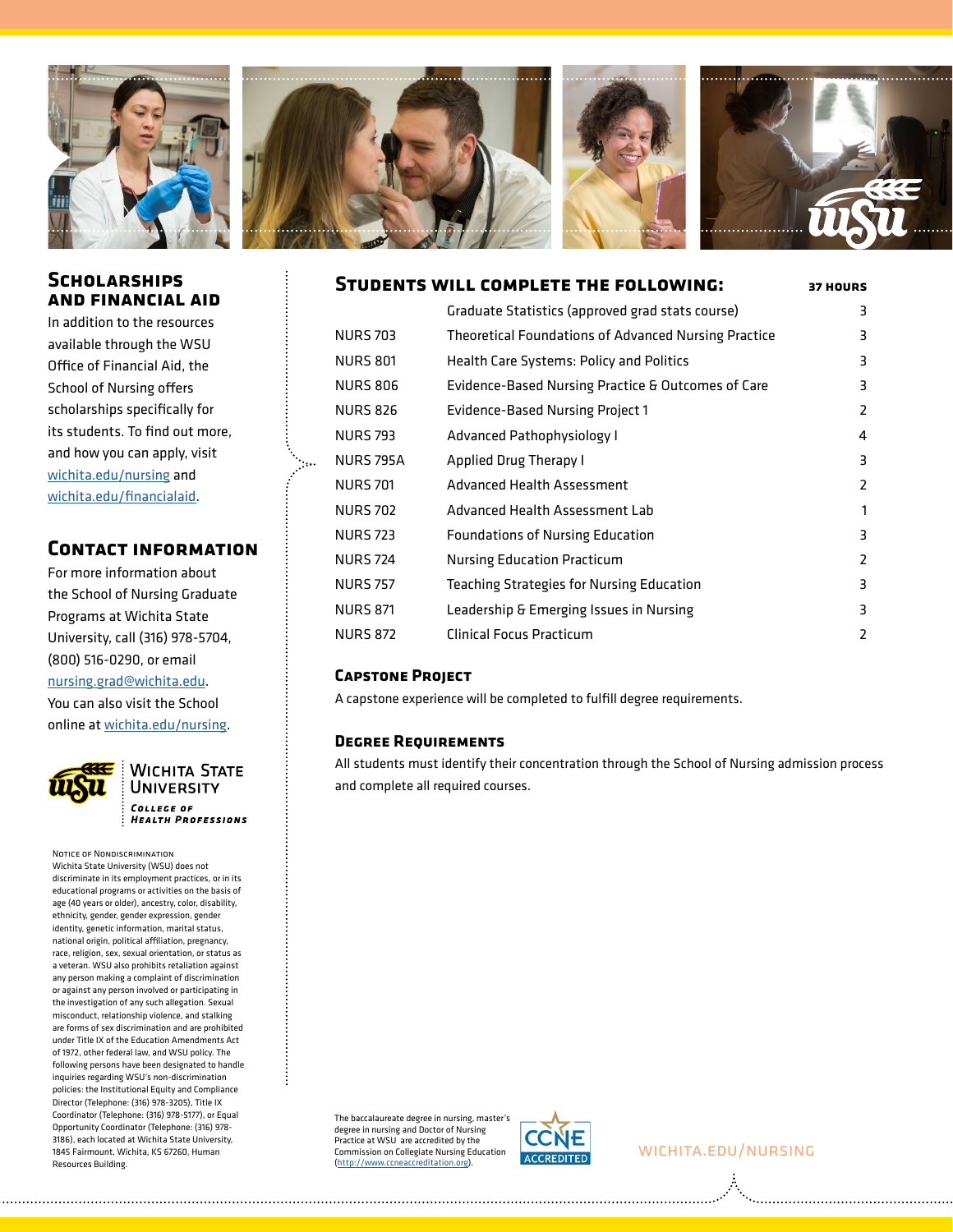## Scholarships and Financial Aid

In addition to the resources available through the WSU Office of Financial Aid, the School of Nursing offers scholarships specifically for its students. To find out more, and how you can apply, visit wichita.edu/nursing and wichita.edu/financialaid.

## Contact Information

For more information about the School of Nursing Graduate Programs at Wichita State University, call (316) 978-5704, (800) 516-0290, or email nursing.grad@wichita.edu. You can also visit the School online at wichita.edu/nursing.

Wichita State University
College of Health Professions

Notice of Nondiscrimination
Wichita State University (WSU) does not discriminate in its employment practices, or in its educational programs or activities on the basis of age (40 years or older), ancestry, color, disability, ethnicity, gender, gender expression, gender identity, genetic information, marital status, national origin, political affiliation, pregnancy, race, religion, sex, sexual orientation, or status as a veteran. WSU also prohibits retaliation against any person making a complaint of discrimination or against any person involved or participating in the investigation of any such allegation. Sexual misconduct, relationship violence, and stalking are forms of sex discrimination and are prohibited under Title IX of the Education Amendments Act of 1972, other federal law, and WSU policy. The following persons have been designated to handle inquiries regarding WSU's non-discrimination policies: the Institutional Equity and Compliance Director (Telephone: (316) 978-3205), Title IX Coordinator (Telephone: (316) 978-5177), or Equal Opportunity Coordinator (Telephone: (316) 978-3186), each located at Wichita State University, 1845 Fairmount, Wichita, KS 67260, Human Resources Building.

## Students will complete the following:

| Course | Title | 37 Hours |
|---|---|---|
| | Graduate Statistics (approved grad stats course) | 3 |
| NURS 703 | Theoretical Foundations of Advanced Nursing Practice | 3 |
| NURS 801 | Health Care Systems: Policy and Politics | 3 |
| NURS 806 | Evidence-Based Nursing Practice & Outcomes of Care | 3 |
| NURS 826 | Evidence-Based Nursing Project 1 | 2 |
| NURS 793 | Advanced Pathophysiology I | 4 |
| NURS 795A | Applied Drug Therapy I | 3 |
| NURS 701 | Advanced Health Assessment | 2 |
| NURS 702 | Advanced Health Assessment Lab | 1 |
| NURS 723 | Foundations of Nursing Education | 3 |
| NURS 724 | Nursing Education Practicum | 2 |
| NURS 757 | Teaching Strategies for Nursing Education | 3 |
| NURS 871 | Leadership & Emerging Issues in Nursing | 3 |
| NURS 872 | Clinical Focus Practicum | 2 |

### Capstone Project

A capstone experience will be completed to fulfill degree requirements.

### Degree Requirements

All students must identify their concentration through the School of Nursing admission process and complete all required courses.

The baccalaureate degree in nursing, master's degree in nursing and Doctor of Nursing Practice at WSU are accredited by the Commission on Collegiate Nursing Education (http://www.ccneaccreditation.org).

CCNE ACCREDITED

WICHITA.EDU/NURSING